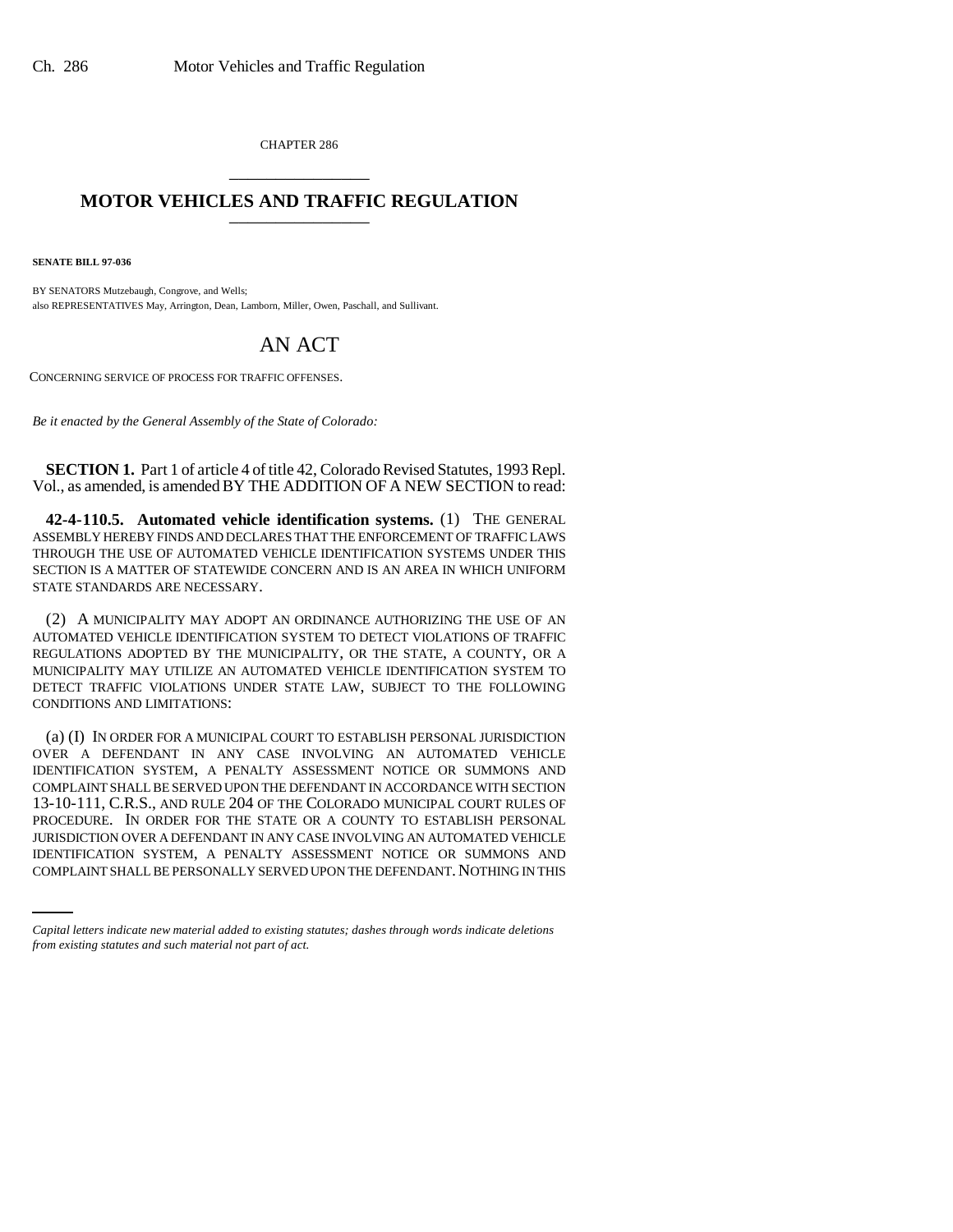CHAPTER 286

# MOTOR VEHICLES AND TRAFFIC REGULATION

**SENATE BILL 97-036**

BY SENATORS Mutzebaugh, Congrove, and Wells;
also REPRESENTATIVES May, Arrington, Dean, Lamborn, Miller, Owen, Paschall, and Sullivant.

# AN ACT

CONCERNING SERVICE OF PROCESS FOR TRAFFIC OFFENSES.

*Be it enacted by the General Assembly of the State of Colorado:*

**SECTION 1.** Part 1 of article 4 of title 42, Colorado Revised Statutes, 1993 Repl. Vol., as amended, is amended BY THE ADDITION OF A NEW SECTION to read:

**42-4-110.5. Automated vehicle identification systems.** (1) THE GENERAL ASSEMBLY HEREBY FINDS AND DECLARES THAT THE ENFORCEMENT OF TRAFFIC LAWS THROUGH THE USE OF AUTOMATED VEHICLE IDENTIFICATION SYSTEMS UNDER THIS SECTION IS A MATTER OF STATEWIDE CONCERN AND IS AN AREA IN WHICH UNIFORM STATE STANDARDS ARE NECESSARY.

(2) A MUNICIPALITY MAY ADOPT AN ORDINANCE AUTHORIZING THE USE OF AN AUTOMATED VEHICLE IDENTIFICATION SYSTEM TO DETECT VIOLATIONS OF TRAFFIC REGULATIONS ADOPTED BY THE MUNICIPALITY, OR THE STATE, A COUNTY, OR A MUNICIPALITY MAY UTILIZE AN AUTOMATED VEHICLE IDENTIFICATION SYSTEM TO DETECT TRAFFIC VIOLATIONS UNDER STATE LAW, SUBJECT TO THE FOLLOWING CONDITIONS AND LIMITATIONS:

(a) (I) IN ORDER FOR A MUNICIPAL COURT TO ESTABLISH PERSONAL JURISDICTION OVER A DEFENDANT IN ANY CASE INVOLVING AN AUTOMATED VEHICLE IDENTIFICATION SYSTEM, A PENALTY ASSESSMENT NOTICE OR SUMMONS AND COMPLAINT SHALL BE SERVED UPON THE DEFENDANT IN ACCORDANCE WITH SECTION 13-10-111, C.R.S., AND RULE 204 OF THE COLORADO MUNICIPAL COURT RULES OF PROCEDURE. IN ORDER FOR THE STATE OR A COUNTY TO ESTABLISH PERSONAL JURISDICTION OVER A DEFENDANT IN ANY CASE INVOLVING AN AUTOMATED VEHICLE IDENTIFICATION SYSTEM, A PENALTY ASSESSMENT NOTICE OR SUMMONS AND COMPLAINT SHALL BE PERSONALLY SERVED UPON THE DEFENDANT. NOTHING IN THIS

*Capital letters indicate new material added to existing statutes; dashes through words indicate deletions from existing statutes and such material not part of act.*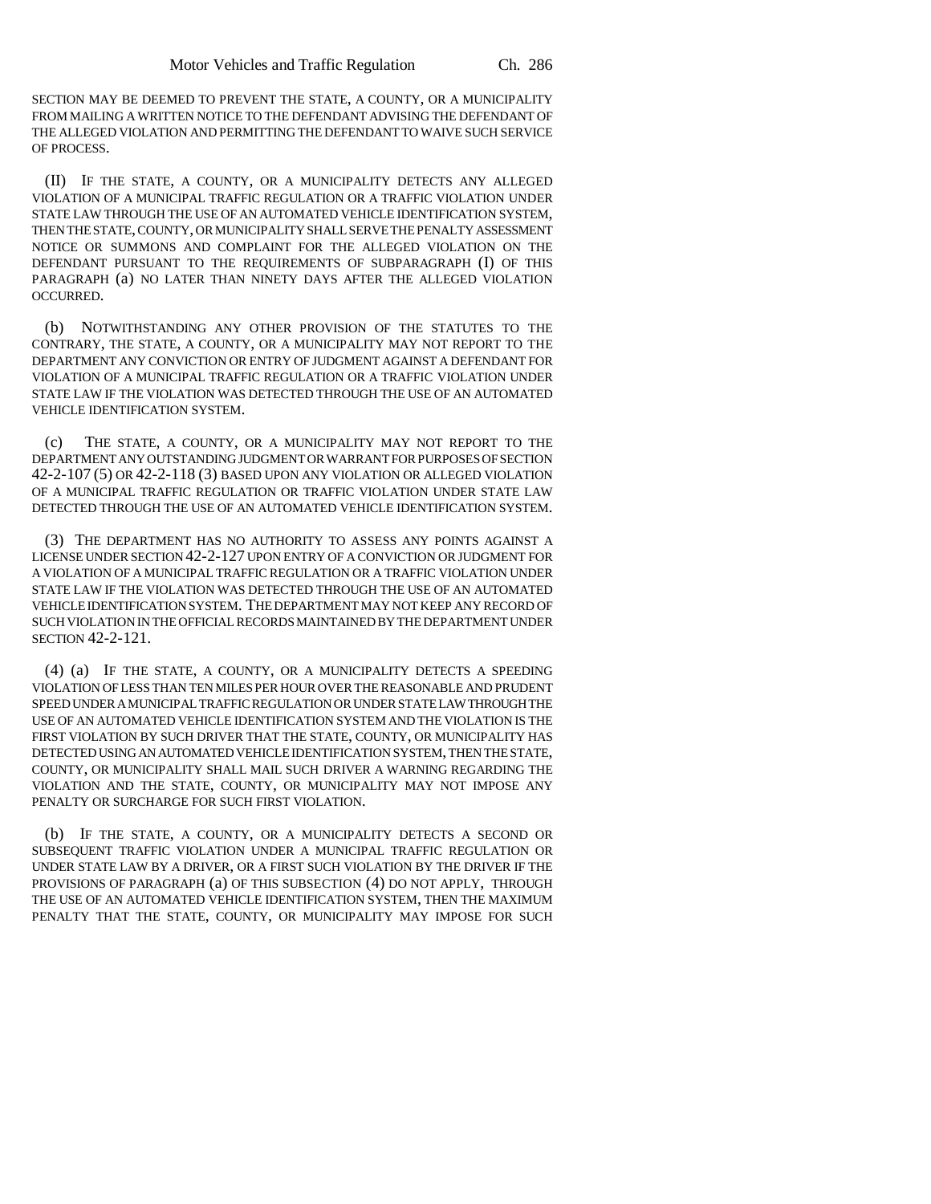SECTION MAY BE DEEMED TO PREVENT THE STATE, A COUNTY, OR A MUNICIPALITY FROM MAILING A WRITTEN NOTICE TO THE DEFENDANT ADVISING THE DEFENDANT OF THE ALLEGED VIOLATION AND PERMITTING THE DEFENDANT TO WAIVE SUCH SERVICE OF PROCESS.

(II) IF THE STATE, A COUNTY, OR A MUNICIPALITY DETECTS ANY ALLEGED VIOLATION OF A MUNICIPAL TRAFFIC REGULATION OR A TRAFFIC VIOLATION UNDER STATE LAW THROUGH THE USE OF AN AUTOMATED VEHICLE IDENTIFICATION SYSTEM, THEN THE STATE, COUNTY, OR MUNICIPALITY SHALL SERVE THE PENALTY ASSESSMENT NOTICE OR SUMMONS AND COMPLAINT FOR THE ALLEGED VIOLATION ON THE DEFENDANT PURSUANT TO THE REQUIREMENTS OF SUBPARAGRAPH (I) OF THIS PARAGRAPH (a) NO LATER THAN NINETY DAYS AFTER THE ALLEGED VIOLATION OCCURRED.

(b) NOTWITHSTANDING ANY OTHER PROVISION OF THE STATUTES TO THE CONTRARY, THE STATE, A COUNTY, OR A MUNICIPALITY MAY NOT REPORT TO THE DEPARTMENT ANY CONVICTION OR ENTRY OF JUDGMENT AGAINST A DEFENDANT FOR VIOLATION OF A MUNICIPAL TRAFFIC REGULATION OR A TRAFFIC VIOLATION UNDER STATE LAW IF THE VIOLATION WAS DETECTED THROUGH THE USE OF AN AUTOMATED VEHICLE IDENTIFICATION SYSTEM.

(c) THE STATE, A COUNTY, OR A MUNICIPALITY MAY NOT REPORT TO THE DEPARTMENT ANY OUTSTANDING JUDGMENT OR WARRANT FOR PURPOSES OF SECTION 42-2-107 (5) OR 42-2-118 (3) BASED UPON ANY VIOLATION OR ALLEGED VIOLATION OF A MUNICIPAL TRAFFIC REGULATION OR TRAFFIC VIOLATION UNDER STATE LAW DETECTED THROUGH THE USE OF AN AUTOMATED VEHICLE IDENTIFICATION SYSTEM.

(3) THE DEPARTMENT HAS NO AUTHORITY TO ASSESS ANY POINTS AGAINST A LICENSE UNDER SECTION 42-2-127 UPON ENTRY OF A CONVICTION OR JUDGMENT FOR A VIOLATION OF A MUNICIPAL TRAFFIC REGULATION OR A TRAFFIC VIOLATION UNDER STATE LAW IF THE VIOLATION WAS DETECTED THROUGH THE USE OF AN AUTOMATED VEHICLE IDENTIFICATION SYSTEM. THE DEPARTMENT MAY NOT KEEP ANY RECORD OF SUCH VIOLATION IN THE OFFICIAL RECORDS MAINTAINED BY THE DEPARTMENT UNDER SECTION 42-2-121.

(4) (a) IF THE STATE, A COUNTY, OR A MUNICIPALITY DETECTS A SPEEDING VIOLATION OF LESS THAN TEN MILES PER HOUR OVER THE REASONABLE AND PRUDENT SPEED UNDER A MUNICIPAL TRAFFIC REGULATION OR UNDER STATE LAW THROUGH THE USE OF AN AUTOMATED VEHICLE IDENTIFICATION SYSTEM AND THE VIOLATION IS THE FIRST VIOLATION BY SUCH DRIVER THAT THE STATE, COUNTY, OR MUNICIPALITY HAS DETECTED USING AN AUTOMATED VEHICLE IDENTIFICATION SYSTEM, THEN THE STATE, COUNTY, OR MUNICIPALITY SHALL MAIL SUCH DRIVER A WARNING REGARDING THE VIOLATION AND THE STATE, COUNTY, OR MUNICIPALITY MAY NOT IMPOSE ANY PENALTY OR SURCHARGE FOR SUCH FIRST VIOLATION.

(b) IF THE STATE, A COUNTY, OR A MUNICIPALITY DETECTS A SECOND OR SUBSEQUENT TRAFFIC VIOLATION UNDER A MUNICIPAL TRAFFIC REGULATION OR UNDER STATE LAW BY A DRIVER, OR A FIRST SUCH VIOLATION BY THE DRIVER IF THE PROVISIONS OF PARAGRAPH (a) OF THIS SUBSECTION (4) DO NOT APPLY, THROUGH THE USE OF AN AUTOMATED VEHICLE IDENTIFICATION SYSTEM, THEN THE MAXIMUM PENALTY THAT THE STATE, COUNTY, OR MUNICIPALITY MAY IMPOSE FOR SUCH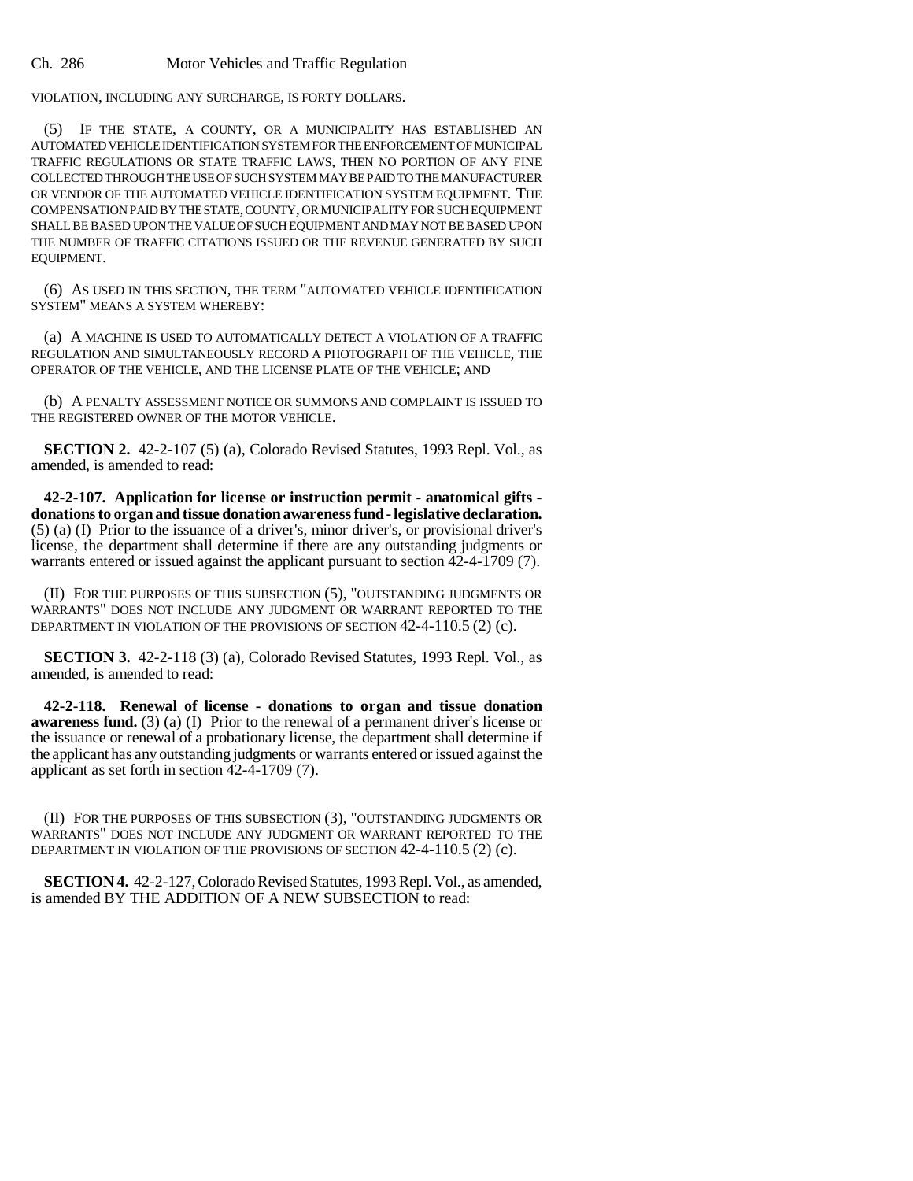VIOLATION, INCLUDING ANY SURCHARGE, IS FORTY DOLLARS.

(5) IF THE STATE, A COUNTY, OR A MUNICIPALITY HAS ESTABLISHED AN AUTOMATED VEHICLE IDENTIFICATION SYSTEM FOR THE ENFORCEMENT OF MUNICIPAL TRAFFIC REGULATIONS OR STATE TRAFFIC LAWS, THEN NO PORTION OF ANY FINE COLLECTED THROUGH THE USE OF SUCH SYSTEM MAY BE PAID TO THE MANUFACTURER OR VENDOR OF THE AUTOMATED VEHICLE IDENTIFICATION SYSTEM EQUIPMENT. THE COMPENSATION PAID BY THE STATE, COUNTY, OR MUNICIPALITY FOR SUCH EQUIPMENT SHALL BE BASED UPON THE VALUE OF SUCH EQUIPMENT AND MAY NOT BE BASED UPON THE NUMBER OF TRAFFIC CITATIONS ISSUED OR THE REVENUE GENERATED BY SUCH EQUIPMENT.

(6) AS USED IN THIS SECTION, THE TERM "AUTOMATED VEHICLE IDENTIFICATION SYSTEM" MEANS A SYSTEM WHEREBY:

(a) A MACHINE IS USED TO AUTOMATICALLY DETECT A VIOLATION OF A TRAFFIC REGULATION AND SIMULTANEOUSLY RECORD A PHOTOGRAPH OF THE VEHICLE, THE OPERATOR OF THE VEHICLE, AND THE LICENSE PLATE OF THE VEHICLE; AND

(b) A PENALTY ASSESSMENT NOTICE OR SUMMONS AND COMPLAINT IS ISSUED TO THE REGISTERED OWNER OF THE MOTOR VEHICLE.

**SECTION 2.** 42-2-107 (5) (a), Colorado Revised Statutes, 1993 Repl. Vol., as amended, is amended to read:

**42-2-107. Application for license or instruction permit - anatomical gifts - donations to organ and tissue donation awareness fund - legislative declaration.** (5) (a) (I) Prior to the issuance of a driver's, minor driver's, or provisional driver's license, the department shall determine if there are any outstanding judgments or warrants entered or issued against the applicant pursuant to section 42-4-1709 (7).

(II) FOR THE PURPOSES OF THIS SUBSECTION (5), "OUTSTANDING JUDGMENTS OR WARRANTS" DOES NOT INCLUDE ANY JUDGMENT OR WARRANT REPORTED TO THE DEPARTMENT IN VIOLATION OF THE PROVISIONS OF SECTION 42-4-110.5 (2) (c).

**SECTION 3.** 42-2-118 (3) (a), Colorado Revised Statutes, 1993 Repl. Vol., as amended, is amended to read:

**42-2-118. Renewal of license - donations to organ and tissue donation awareness fund.** (3) (a) (I) Prior to the renewal of a permanent driver's license or the issuance or renewal of a probationary license, the department shall determine if the applicant has any outstanding judgments or warrants entered or issued against the applicant as set forth in section 42-4-1709 (7).

(II) FOR THE PURPOSES OF THIS SUBSECTION (3), "OUTSTANDING JUDGMENTS OR WARRANTS" DOES NOT INCLUDE ANY JUDGMENT OR WARRANT REPORTED TO THE DEPARTMENT IN VIOLATION OF THE PROVISIONS OF SECTION 42-4-110.5 (2) (c).

**SECTION 4.** 42-2-127, Colorado Revised Statutes, 1993 Repl. Vol., as amended, is amended BY THE ADDITION OF A NEW SUBSECTION to read: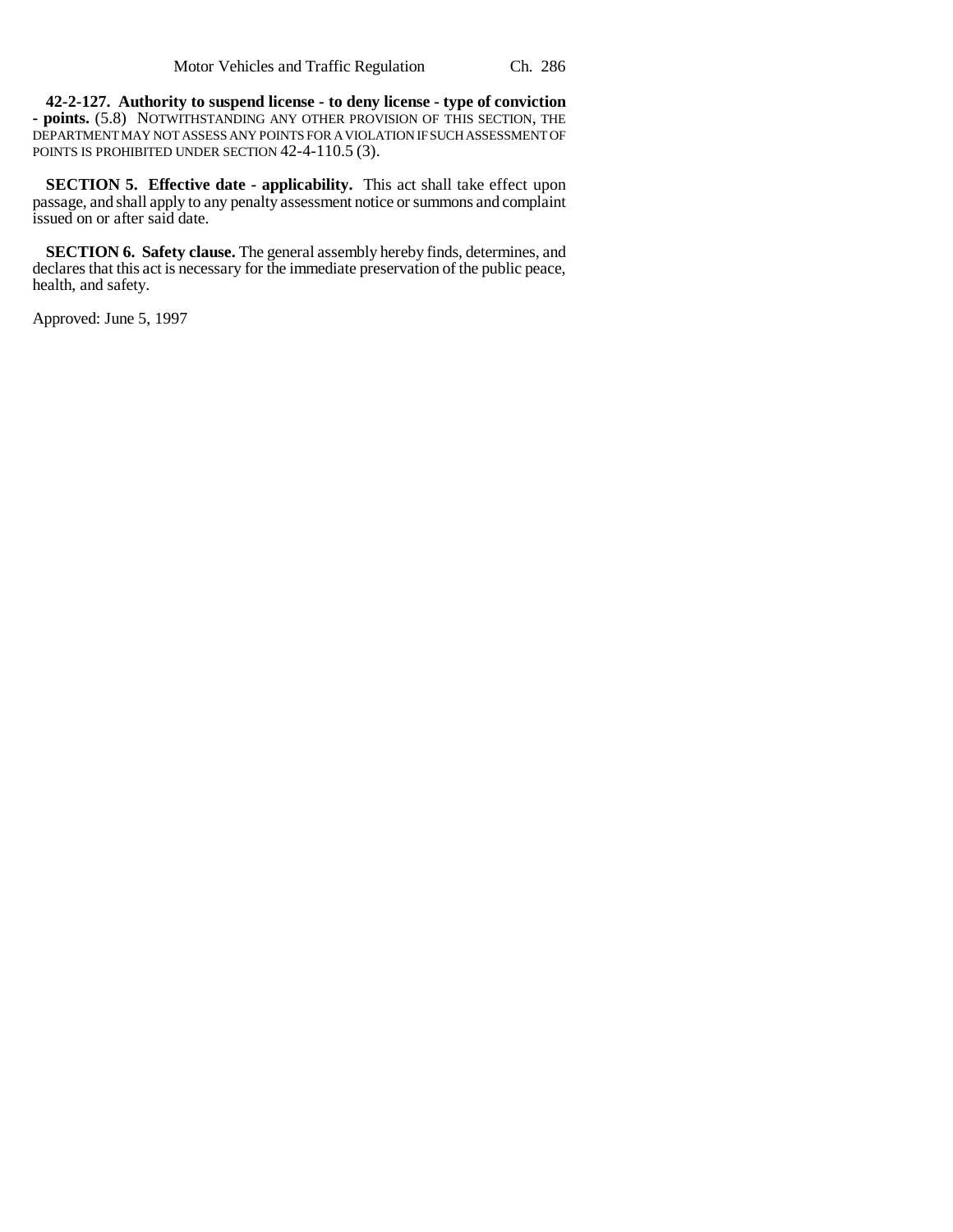**42-2-127. Authority to suspend license - to deny license - type of conviction - points.** (5.8) NOTWITHSTANDING ANY OTHER PROVISION OF THIS SECTION, THE DEPARTMENT MAY NOT ASSESS ANY POINTS FOR A VIOLATION IF SUCH ASSESSMENT OF POINTS IS PROHIBITED UNDER SECTION 42-4-110.5 (3).

**SECTION 5. Effective date - applicability.** This act shall take effect upon passage, and shall apply to any penalty assessment notice or summons and complaint issued on or after said date.

**SECTION 6. Safety clause.** The general assembly hereby finds, determines, and declares that this act is necessary for the immediate preservation of the public peace, health, and safety.

Approved: June 5, 1997